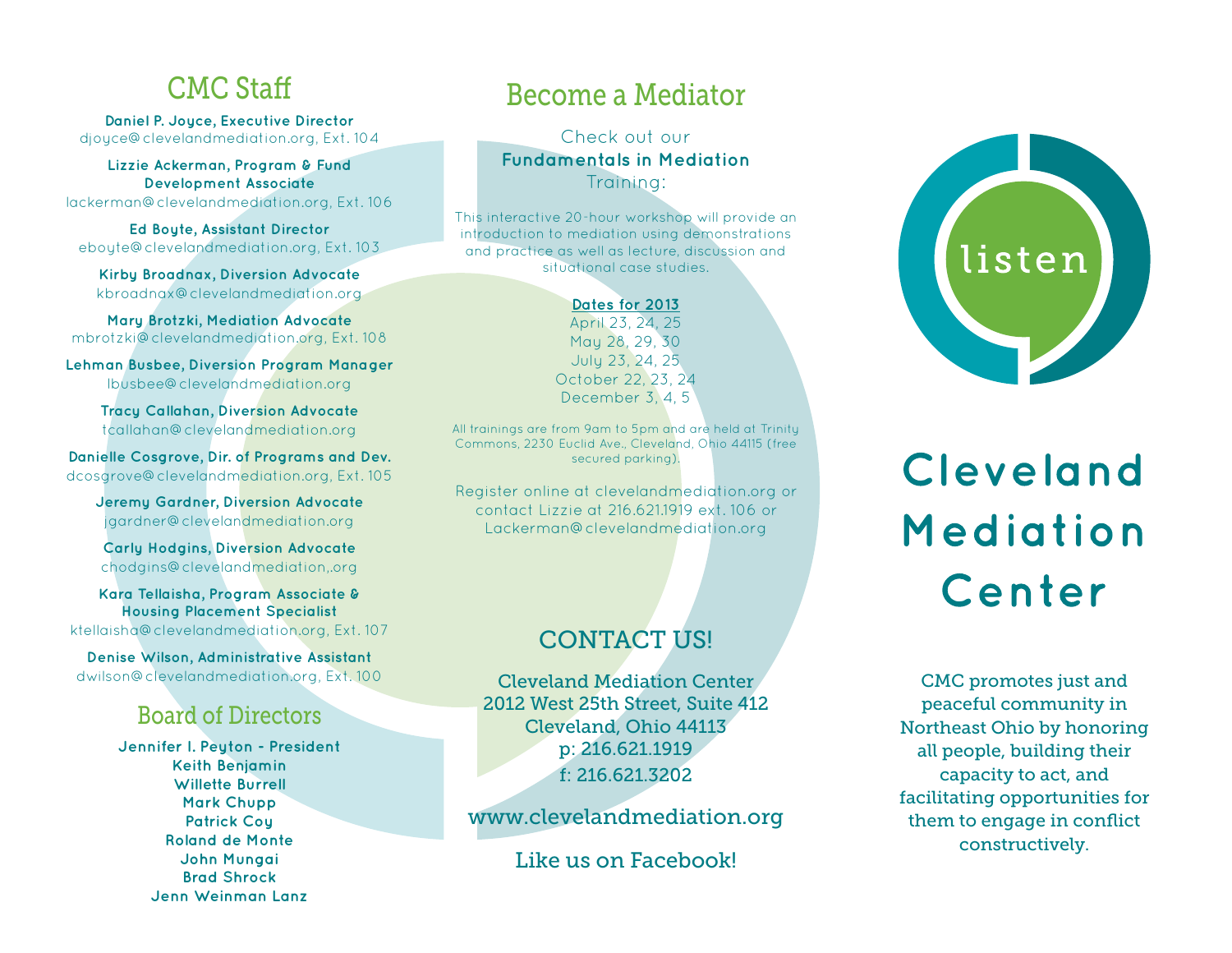## CMC Staff

**Daniel P. Joyce, Executive Director**
djoyce@clevelandmediation.org, Ext. 104

**Lizzie Ackerman, Program & Fund Development Associate**
lackerman@clevelandmediation.org, Ext. 106

**Ed Boyte, Assistant Director**
eboyte@clevelandmediation.org, Ext. 103

**Kirby Broadnax, Diversion Advocate**
kbroadnax@clevelandmediation.org

**Mary Brotzki, Mediation Advocate**
mbrotzki@clevelandmediation.org, Ext. 108

**Lehman Busbee, Diversion Program Manager**
lbusbee@clevelandmediation.org

**Tracy Callahan, Diversion Advocate**
tcallahan@clevelandmediation.org

**Danielle Cosgrove, Dir. of Programs and Dev.**
dcosgrove@clevelandmediation.org, Ext. 105

**Jeremy Gardner, Diversion Advocate**
jgardner@clevelandmediation.org

**Carly Hodgins, Diversion Advocate**
chodgins@clevelandmediation,.org

**Kara Tellaisha, Program Associate & Housing Placement Specialist**
ktellaisha@clevelandmediation.org, Ext. 107

**Denise Wilson, Administrative Assistant**
dwilson@clevelandmediation.org, Ext. 100

## Board of Directors

**Jennifer I. Peyton - President**
**Keith Benjamin**
**Willette Burrell**
**Mark Chupp**
**Patrick Coy**
**Roland de Monte**
**John Mungai**
**Brad Shrock**
**Jenn Weinman Lanz**

## Become a Mediator

Check out our **Fundamentals in Mediation** Training:

This interactive 20-hour workshop will provide an introduction to mediation using demonstrations and practice as well as lecture, discussion and situational case studies.

**Dates for 2013**
April 23, 24, 25
May 28, 29, 30
July 23, 24, 25
October 22, 23, 24
December 3, 4, 5

All trainings are from 9am to 5pm and are held at Trinity Commons, 2230 Euclid Ave., Cleveland, Ohio 44115 (free secured parking).

Register online at clevelandmediation.org or contact Lizzie at 216.621.1919 ext. 106 or Lackerman@clevelandmediation.org

## CONTACT US!

Cleveland Mediation Center
2012 West 25th Street, Suite 412
Cleveland, Ohio 44113
p: 216.621.1919
f: 216.621.3202

www.clevelandmediation.org

Like us on Facebook!

listen

# Cleveland Mediation Center

CMC promotes just and peaceful community in Northeast Ohio by honoring all people, building their capacity to act, and facilitating opportunities for them to engage in conflict constructively.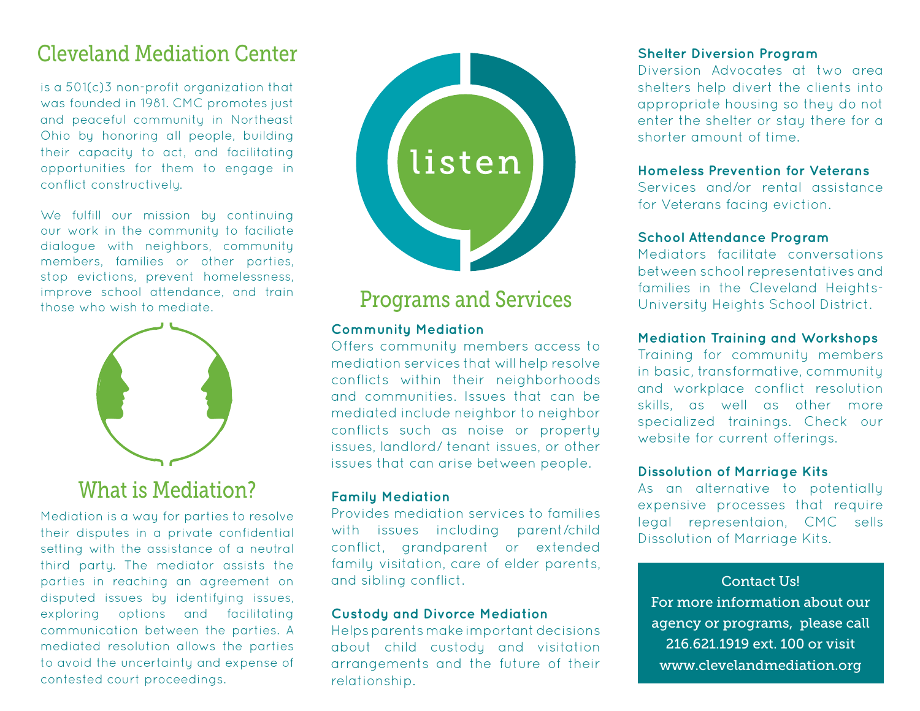## Cleveland Mediation Center

is a 501(c)3 non-profit organization that was founded in 1981. CMC promotes just and peaceful community in Northeast Ohio by honoring all people, building their capacity to act, and facilitating opportunities for them to engage in conflict constructively.

We fulfill our mission by continuing our work in the community to faciliate dialogue with neighbors, community members, families or other parties, stop evictions, prevent homelessness, improve school attendance, and train those who wish to mediate.

## What is Mediation?

Mediation is a way for parties to resolve their disputes in a private confidential setting with the assistance of a neutral third party. The mediator assists the parties in reaching an agreement on disputed issues by identifying issues, exploring options and facilitating communication between the parties. A mediated resolution allows the parties to avoid the uncertainty and expense of contested court proceedings.

listen

## Programs and Services

**Community Mediation**
Offers community members access to mediation services that will help resolve conflicts within their neighborhoods and communities. Issues that can be mediated include neighbor to neighbor conflicts such as noise or property issues, landlord/ tenant issues, or other issues that can arise between people.

**Family Mediation**
Provides mediation services to families with issues including parent/child conflict, grandparent or extended family visitation, care of elder parents, and sibling conflict.

**Custody and Divorce Mediation**
Helps parents make important decisions about child custody and visitation arrangements and the future of their relationship.

**Shelter Diversion Program**
Diversion Advocates at two area shelters help divert the clients into appropriate housing so they do not enter the shelter or stay there for a shorter amount of time.

**Homeless Prevention for Veterans**
Services and/or rental assistance for Veterans facing eviction.

**School Attendance Program**
Mediators facilitate conversations between school representatives and families in the Cleveland Heights-University Heights School District.

**Mediation Training and Workshops**
Training for community members in basic, transformative, community and workplace conflict resolution skills, as well as other more specialized trainings. Check our website for current offerings.

**Dissolution of Marriage Kits**
As an alternative to potentially expensive processes that require legal representaion, CMC sells Dissolution of Marriage Kits.

Contact Us!
For more information about our agency or programs, please call 216.621.1919 ext. 100 or visit www.clevelandmediation.org